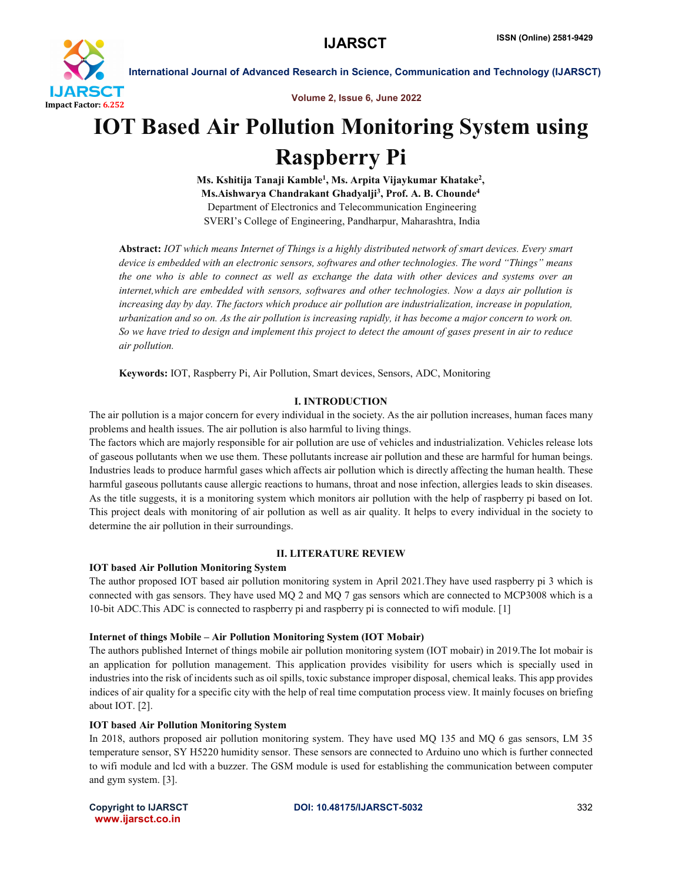# IOT Based Air Pollution Monitoring System using Raspberry Pi

**Ms. Kshitija Tanaji Kamble[1], Ms. Arpita Vijaykumar Khatake[2], Ms.Aishwarya Chandrakant Ghadyalji[3], Prof. A. B. Chounde[4]**
Department of Electronics and Telecommunication Engineering
SVERI's College of Engineering, Pandharpur, Maharashtra, India

**Abstract:** *IOT which means Internet of Things is a highly distributed network of smart devices. Every smart device is embedded with an electronic sensors, softwares and other technologies. The word "Things" means the one who is able to connect as well as exchange the data with other devices and systems over an internet,which are embedded with sensors, softwares and other technologies. Now a days air pollution is increasing day by day. The factors which produce air pollution are industrialization, increase in population, urbanization and so on. As the air pollution is increasing rapidly, it has become a major concern to work on. So we have tried to design and implement this project to detect the amount of gases present in air to reduce air pollution.*

**Keywords:** IOT, Raspberry Pi, Air Pollution, Smart devices, Sensors, ADC, Monitoring

## I. INTRODUCTION

The air pollution is a major concern for every individual in the society. As the air pollution increases, human faces many problems and health issues. The air pollution is also harmful to living things.

The factors which are majorly responsible for air pollution are use of vehicles and industrialization. Vehicles release lots of gaseous pollutants when we use them. These pollutants increase air pollution and these are harmful for human beings. Industries leads to produce harmful gases which affects air pollution which is directly affecting the human health. These harmful gaseous pollutants cause allergic reactions to humans, throat and nose infection, allergies leads to skin diseases. As the title suggests, it is a monitoring system which monitors air pollution with the help of raspberry pi based on Iot. This project deals with monitoring of air pollution as well as air quality. It helps to every individual in the society to determine the air pollution in their surroundings.

## II. LITERATURE REVIEW

### IOT based Air Pollution Monitoring System

The author proposed IOT based air pollution monitoring system in April 2021.They have used raspberry pi 3 which is connected with gas sensors. They have used MQ 2 and MQ 7 gas sensors which are connected to MCP3008 which is a 10-bit ADC.This ADC is connected to raspberry pi and raspberry pi is connected to wifi module. [1]

### Internet of things Mobile – Air Pollution Monitoring System (IOT Mobair)

The authors published Internet of things mobile air pollution monitoring system (IOT mobair) in 2019.The Iot mobair is an application for pollution management. This application provides visibility for users which is specially used in industries into the risk of incidents such as oil spills, toxic substance improper disposal, chemical leaks. This app provides indices of air quality for a specific city with the help of real time computation process view. It mainly focuses on briefing about IOT. [2].

### IOT based Air Pollution Monitoring System

In 2018, authors proposed air pollution monitoring system. They have used MQ 135 and MQ 6 gas sensors, LM 35 temperature sensor, SY H5220 humidity sensor. These sensors are connected to Arduino uno which is further connected to wifi module and lcd with a buzzer. The GSM module is used for establishing the communication between computer and gym system. [3].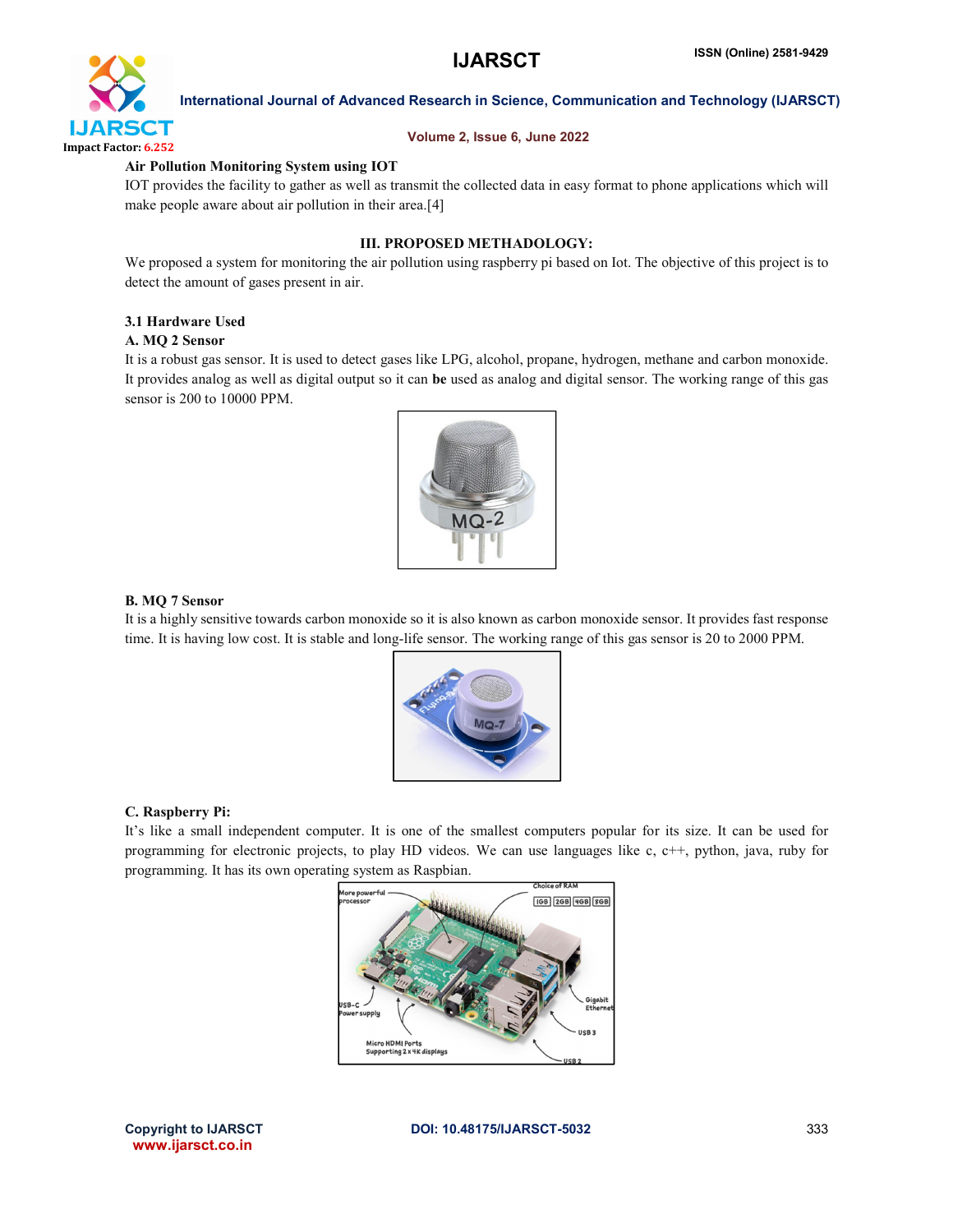**Air Pollution Monitoring System using IOT**

IOT provides the facility to gather as well as transmit the collected data in easy format to phone applications which will make people aware about air pollution in their area.[4]

## III. PROPOSED METHADOLOGY:

We proposed a system for monitoring the air pollution using raspberry pi based on Iot. The objective of this project is to detect the amount of gases present in air.

### 3.1 Hardware Used

**A. MQ 2 Sensor**

It is a robust gas sensor. It is used to detect gases like LPG, alcohol, propane, hydrogen, methane and carbon monoxide. It provides analog as well as digital output so it can **be** used as analog and digital sensor. The working range of this gas sensor is 200 to 10000 PPM.

**B. MQ 7 Sensor**

It is a highly sensitive towards carbon monoxide so it is also known as carbon monoxide sensor. It provides fast response time. It is having low cost. It is stable and long-life sensor. The working range of this gas sensor is 20 to 2000 PPM.

**C. Raspberry Pi:**

It's like a small independent computer. It is one of the smallest computers popular for its size. It can be used for programming for electronic projects, to play HD videos. We can use languages like c, c++, python, java, ruby for programming. It has its own operating system as Raspbian.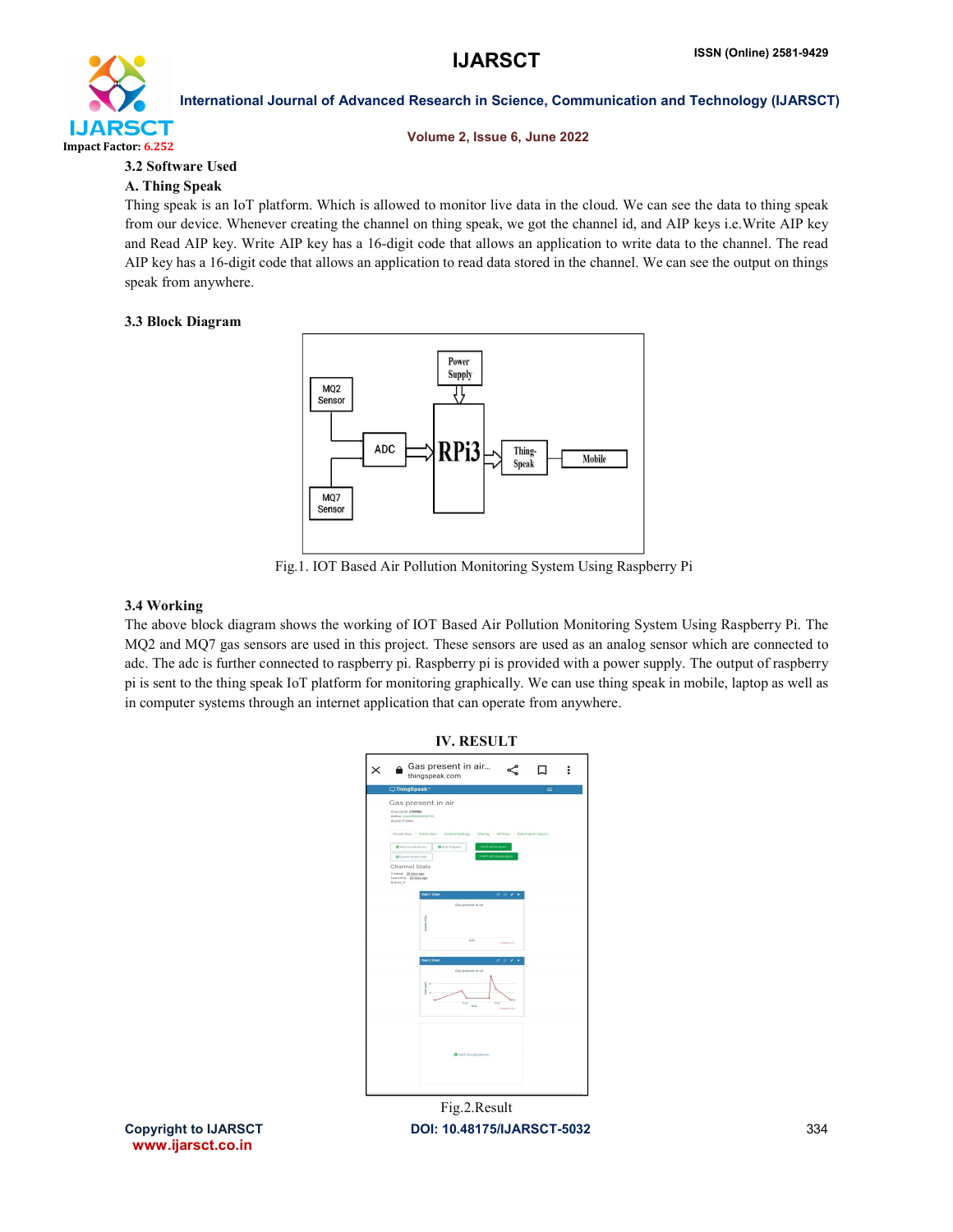### 3.2 Software Used

#### A. Thing Speak

Thing speak is an IoT platform. Which is allowed to monitor live data in the cloud. We can see the data to thing speak from our device. Whenever creating the channel on thing speak, we got the channel id, and AIP keys i.e.Write AIP key and Read AIP key. Write AIP key has a 16-digit code that allows an application to write data to the channel. The read AIP key has a 16-digit code that allows an application to read data stored in the channel. We can see the output on things speak from anywhere.

### 3.3 Block Diagram

Fig.1. IOT Based Air Pollution Monitoring System Using Raspberry Pi

### 3.4 Working

The above block diagram shows the working of IOT Based Air Pollution Monitoring System Using Raspberry Pi. The MQ2 and MQ7 gas sensors are used in this project. These sensors are used as an analog sensor which are connected to adc. The adc is further connected to raspberry pi. Raspberry pi is provided with a power supply. The output of raspberry pi is sent to the thing speak IoT platform for monitoring graphically. We can use thing speak in mobile, laptop as well as in computer systems through an internet application that can operate from anywhere.

## IV. RESULT

Fig.2.Result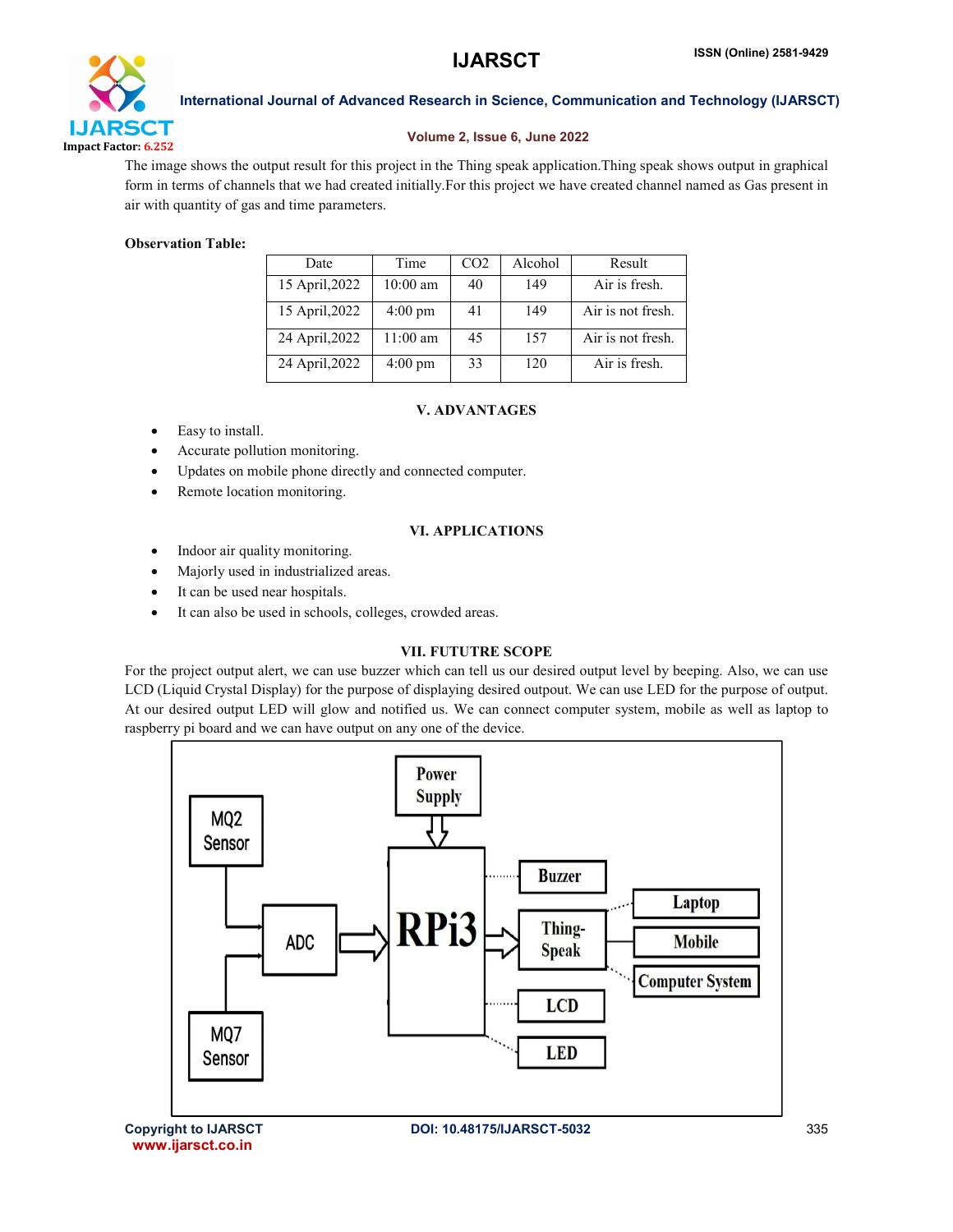The image shows the output result for this project in the Thing speak application.Thing speak shows output in graphical form in terms of channels that we had created initially.For this project we have created channel named as Gas present in air with quantity of gas and time parameters.

**Observation Table:**

| Date | Time | $CO_2$ | Alcohol | Result |
|---|---|---|---|---|
| 15 April,2022 | 10:00 am | 40 | 149 | Air is fresh. |
| 15 April,2022 | 4:00 pm | 41 | 149 | Air is not fresh. |
| 24 April,2022 | 11:00 am | 45 | 157 | Air is not fresh. |
| 24 April,2022 | 4:00 pm | 33 | 120 | Air is fresh. |

## V. ADVANTAGES

- Easy to install.
- Accurate pollution monitoring.
- Updates on mobile phone directly and connected computer.
- Remote location monitoring.

## VI. APPLICATIONS

- Indoor air quality monitoring.
- Majorly used in industrialized areas.
- It can be used near hospitals.
- It can also be used in schools, colleges, crowded areas.

## VII. FUTUTRE SCOPE

For the project output alert, we can use buzzer which can tell us our desired output level by beeping. Also, we can use LCD (Liquid Crystal Display) for the purpose of displaying desired outpout. We can use LED for the purpose of output. At our desired output LED will glow and notified us. We can connect computer system, mobile as well as laptop to raspberry pi board and we can have output on any one of the device.

MQ2 Sensor, MQ7 Sensor, ADC, Power Supply, RPi3, Buzzer, Thing-Speak, LCD, LED, Laptop, Mobile, Computer System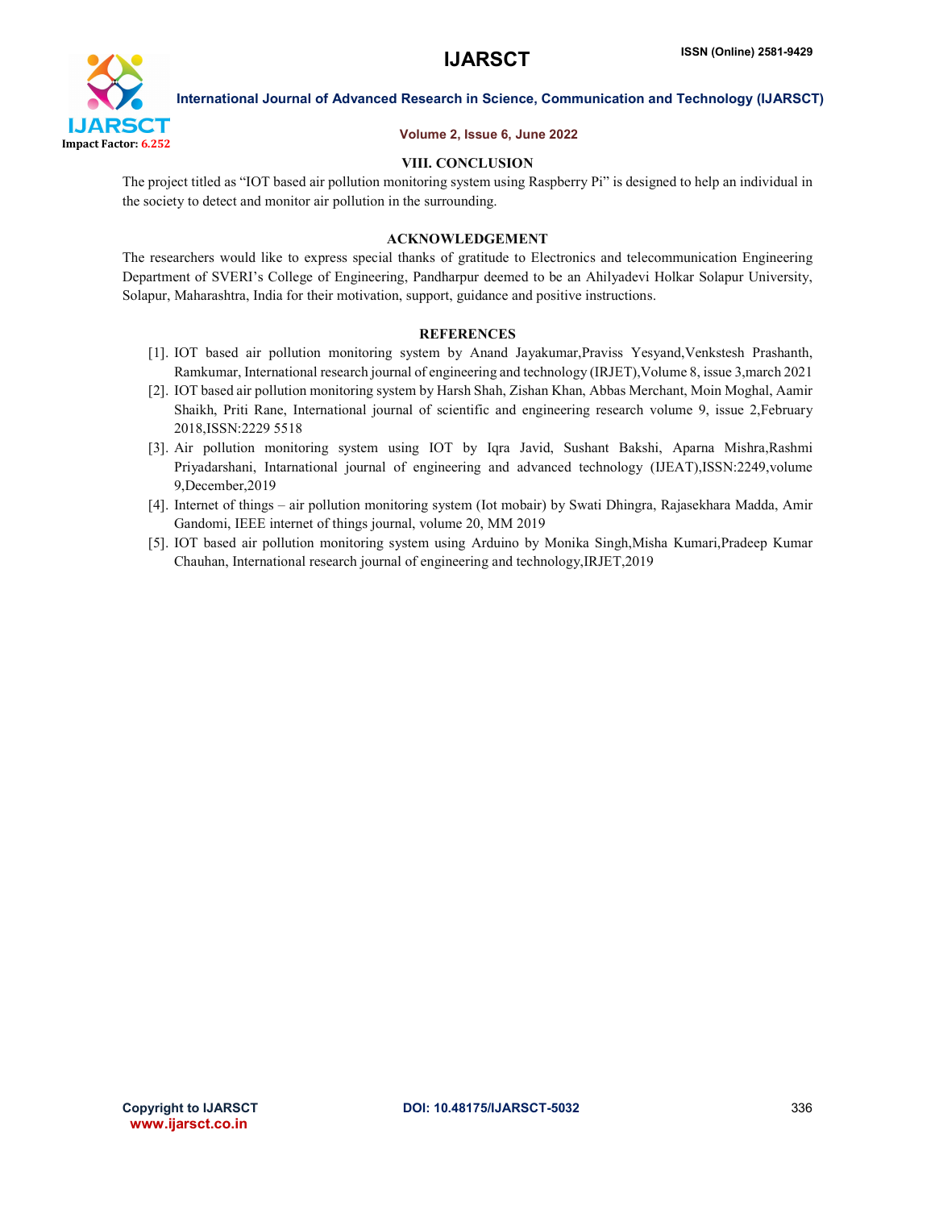## VIII. CONCLUSION

The project titled as "IOT based air pollution monitoring system using Raspberry Pi" is designed to help an individual in the society to detect and monitor air pollution in the surrounding.

## ACKNOWLEDGEMENT

The researchers would like to express special thanks of gratitude to Electronics and telecommunication Engineering Department of SVERI's College of Engineering, Pandharpur deemed to be an Ahilyadevi Holkar Solapur University, Solapur, Maharashtra, India for their motivation, support, guidance and positive instructions.

## REFERENCES

[1]. IOT based air pollution monitoring system by Anand Jayakumar,Praviss Yesyand,Venkstesh Prashanth, Ramkumar, International research journal of engineering and technology (IRJET),Volume 8, issue 3,march 2021

[2]. IOT based air pollution monitoring system by Harsh Shah, Zishan Khan, Abbas Merchant, Moin Moghal, Aamir Shaikh, Priti Rane, International journal of scientific and engineering research volume 9, issue 2,February 2018,ISSN:2229 5518

[3]. Air pollution monitoring system using IOT by Iqra Javid, Sushant Bakshi, Aparna Mishra,Rashmi Priyadarshani, Intarnational journal of engineering and advanced technology (IJEAT),ISSN:2249,volume 9,December,2019

[4]. Internet of things – air pollution monitoring system (Iot mobair) by Swati Dhingra, Rajasekhara Madda, Amir Gandomi, IEEE internet of things journal, volume 20, MM 2019

[5]. IOT based air pollution monitoring system using Arduino by Monika Singh,Misha Kumari,Pradeep Kumar Chauhan, International research journal of engineering and technology,IRJET,2019